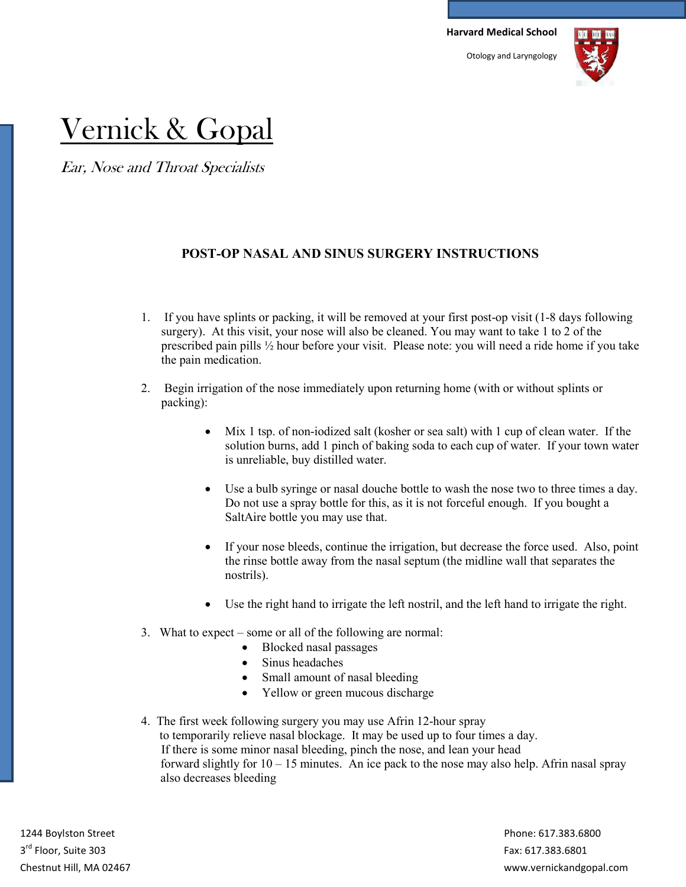Harvard Medical School

Otology and Laryngology

# Vernick & Gopal

*Ear, Nose and Throat Specialists*

## POST-OP NASAL AND SINUS SURGERY INSTRUCTIONS

1. If you have splints or packing, it will be removed at your first post-op visit (1-8 days following surgery). At this visit, your nose will also be cleaned. You may want to take 1 to 2 of the prescribed pain pills ½ hour before your visit. Please note: you will need a ride home if you take the pain medication.

2. Begin irrigation of the nose immediately upon returning home (with or without splints or packing):

   - Mix 1 tsp. of non-iodized salt (kosher or sea salt) with 1 cup of clean water. If the solution burns, add 1 pinch of baking soda to each cup of water. If your town water is unreliable, buy distilled water.

   - Use a bulb syringe or nasal douche bottle to wash the nose two to three times a day. Do not use a spray bottle for this, as it is not forceful enough. If you bought a SaltAire bottle you may use that.

   - If your nose bleeds, continue the irrigation, but decrease the force used. Also, point the rinse bottle away from the nasal septum (the midline wall that separates the nostrils).

   - Use the right hand to irrigate the left nostril, and the left hand to irrigate the right.

3. What to expect – some or all of the following are normal:
   - Blocked nasal passages
   - Sinus headaches
   - Small amount of nasal bleeding
   - Yellow or green mucous discharge

4. The first week following surgery you may use Afrin 12-hour spray to temporarily relieve nasal blockage. It may be used up to four times a day. If there is some minor nasal bleeding, pinch the nose, and lean your head forward slightly for 10 – 15 minutes. An ice pack to the nose may also help. Afrin nasal spray also decreases bleeding

1244 Boylston Street
3rd Floor, Suite 303
Chestnut Hill, MA 02467

Phone: 617.383.6800
Fax: 617.383.6801
www.vernickandgopal.com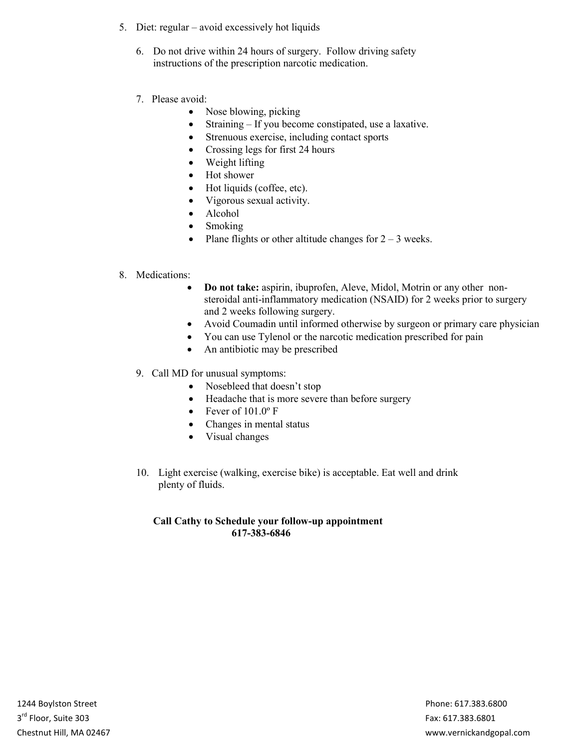5. Diet: regular – avoid excessively hot liquids

6. Do not drive within 24 hours of surgery. Follow driving safety instructions of the prescription narcotic medication.

7. Please avoid:
   - Nose blowing, picking
   - Straining – If you become constipated, use a laxative.
   - Strenuous exercise, including contact sports
   - Crossing legs for first 24 hours
   - Weight lifting
   - Hot shower
   - Hot liquids (coffee, etc).
   - Vigorous sexual activity.
   - Alcohol
   - Smoking
   - Plane flights or other altitude changes for 2 – 3 weeks.

8. Medications:
   - **Do not take:** aspirin, ibuprofen, Aleve, Midol, Motrin or any other non-steroidal anti-inflammatory medication (NSAID) for 2 weeks prior to surgery and 2 weeks following surgery.
   - Avoid Coumadin until informed otherwise by surgeon or primary care physician
   - You can use Tylenol or the narcotic medication prescribed for pain
   - An antibiotic may be prescribed

9. Call MD for unusual symptoms:
   - Nosebleed that doesn't stop
   - Headache that is more severe than before surgery
   - Fever of 101.0º F
   - Changes in mental status
   - Visual changes

10. Light exercise (walking, exercise bike) is acceptable. Eat well and drink plenty of fluids.

**Call Cathy to Schedule your follow-up appointment**
**617-383-6846**

1244 Boylston Street
3rd Floor, Suite 303
Chestnut Hill, MA 02467

Phone: 617.383.6800
Fax: 617.383.6801
www.vernickandgopal.com